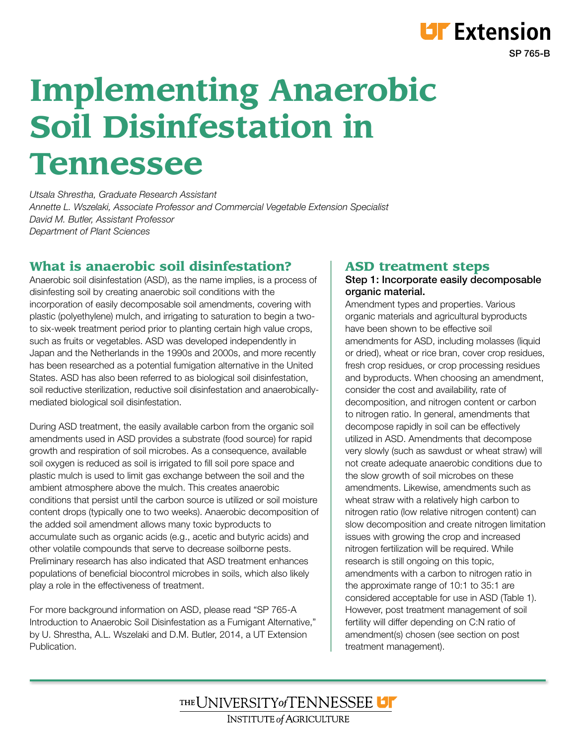SP 765-B

# Implementing Anaerobic Soil Disinfestation in Tennessee

*Utsala Shrestha, Graduate Research Assistant*
*Annette L. Wszelaki, Associate Professor and Commercial Vegetable Extension Specialist*
*David M. Butler, Assistant Professor*
*Department of Plant Sciences*

## What is anaerobic soil disinfestation?

Anaerobic soil disinfestation (ASD), as the name implies, is a process of disinfesting soil by creating anaerobic soil conditions with the incorporation of easily decomposable soil amendments, covering with plastic (polyethylene) mulch, and irrigating to saturation to begin a two- to six-week treatment period prior to planting certain high value crops, such as fruits or vegetables. ASD was developed independently in Japan and the Netherlands in the 1990s and 2000s, and more recently has been researched as a potential fumigation alternative in the United States. ASD has also been referred to as biological soil disinfestation, soil reductive sterilization, reductive soil disinfestation and anaerobically-mediated biological soil disinfestation.

During ASD treatment, the easily available carbon from the organic soil amendments used in ASD provides a substrate (food source) for rapid growth and respiration of soil microbes. As a consequence, available soil oxygen is reduced as soil is irrigated to fill soil pore space and plastic mulch is used to limit gas exchange between the soil and the ambient atmosphere above the mulch. This creates anaerobic conditions that persist until the carbon source is utilized or soil moisture content drops (typically one to two weeks). Anaerobic decomposition of the added soil amendment allows many toxic byproducts to accumulate such as organic acids (e.g., acetic and butyric acids) and other volatile compounds that serve to decrease soilborne pests. Preliminary research has also indicated that ASD treatment enhances populations of beneficial biocontrol microbes in soils, which also likely play a role in the effectiveness of treatment.

For more background information on ASD, please read "SP 765-A Introduction to Anaerobic Soil Disinfestation as a Fumigant Alternative," by U. Shrestha, A.L. Wszelaki and D.M. Butler, 2014, a UT Extension Publication.

## ASD treatment steps

### Step 1: Incorporate easily decomposable organic material.

Amendment types and properties. Various organic materials and agricultural byproducts have been shown to be effective soil amendments for ASD, including molasses (liquid or dried), wheat or rice bran, cover crop residues, fresh crop residues, or crop processing residues and byproducts. When choosing an amendment, consider the cost and availability, rate of decomposition, and nitrogen content or carbon to nitrogen ratio. In general, amendments that decompose rapidly in soil can be effectively utilized in ASD. Amendments that decompose very slowly (such as sawdust or wheat straw) will not create adequate anaerobic conditions due to the slow growth of soil microbes on these amendments. Likewise, amendments such as wheat straw with a relatively high carbon to nitrogen ratio (low relative nitrogen content) can slow decomposition and create nitrogen limitation issues with growing the crop and increased nitrogen fertilization will be required. While research is still ongoing on this topic, amendments with a carbon to nitrogen ratio in the approximate range of 10:1 to 35:1 are considered acceptable for use in ASD (Table 1). However, post treatment management of soil fertility will differ depending on C:N ratio of amendment(s) chosen (see section on post treatment management).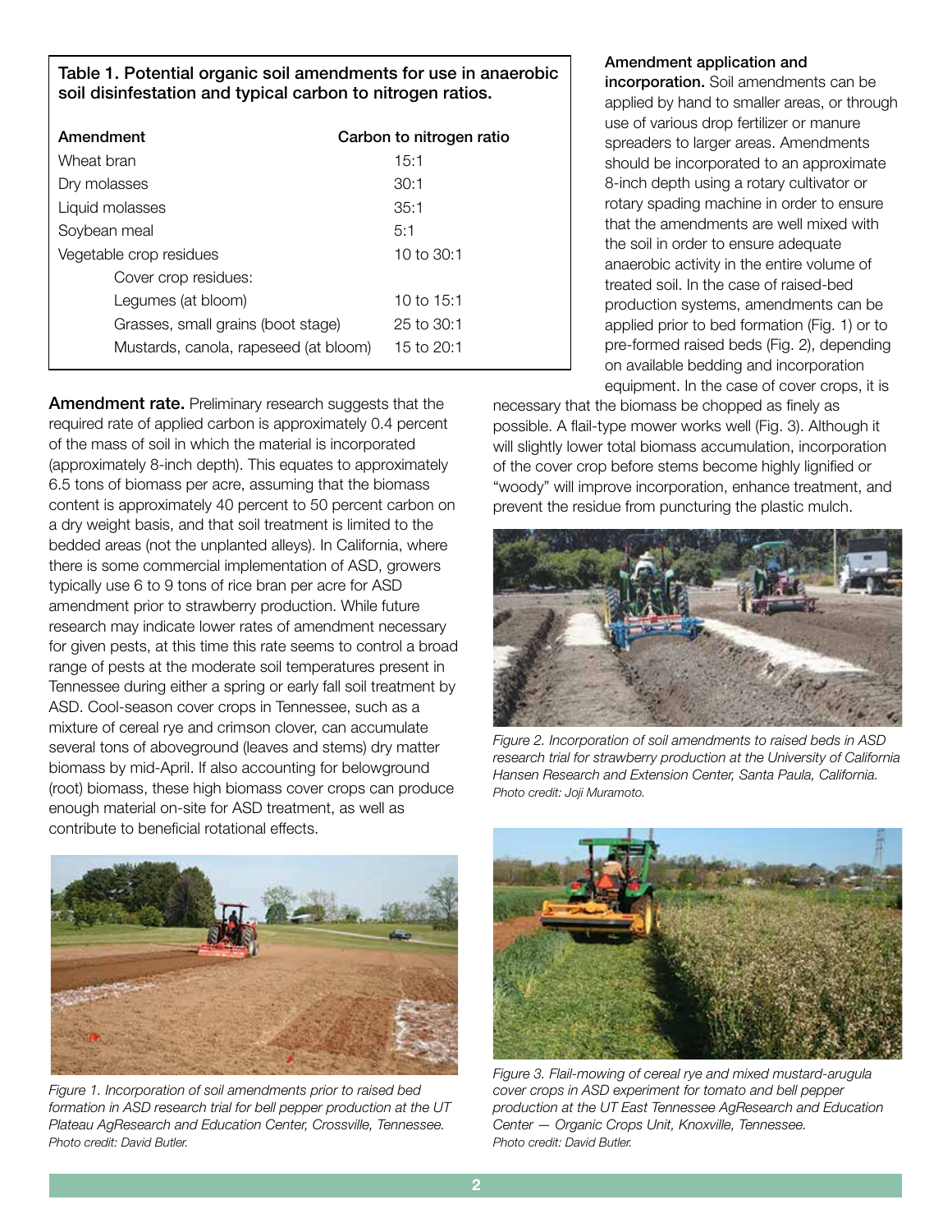**Table 1. Potential organic soil amendments for use in anaerobic soil disinfestation and typical carbon to nitrogen ratios.**

| Amendment | Carbon to nitrogen ratio |
|---|---|
| Wheat bran | 15:1 |
| Dry molasses | 30:1 |
| Liquid molasses | 35:1 |
| Soybean meal | 5:1 |
| Vegetable crop residues | 10 to 30:1 |
| Cover crop residues: | |
| Legumes (at bloom) | 10 to 15:1 |
| Grasses, small grains (boot stage) | 25 to 30:1 |
| Mustards, canola, rapeseed (at bloom) | 15 to 20:1 |

**Amendment rate.** Preliminary research suggests that the required rate of applied carbon is approximately 0.4 percent of the mass of soil in which the material is incorporated (approximately 8-inch depth). This equates to approximately 6.5 tons of biomass per acre, assuming that the biomass content is approximately 40 percent to 50 percent carbon on a dry weight basis, and that soil treatment is limited to the bedded areas (not the unplanted alleys). In California, where there is some commercial implementation of ASD, growers typically use 6 to 9 tons of rice bran per acre for ASD amendment prior to strawberry production. While future research may indicate lower rates of amendment necessary for given pests, at this time this rate seems to control a broad range of pests at the moderate soil temperatures present in Tennessee during either a spring or early fall soil treatment by ASD. Cool-season cover crops in Tennessee, such as a mixture of cereal rye and crimson clover, can accumulate several tons of aboveground (leaves and stems) dry matter biomass by mid-April. If also accounting for belowground (root) biomass, these high biomass cover crops can produce enough material on-site for ASD treatment, as well as contribute to beneficial rotational effects.

*Figure 1. Incorporation of soil amendments prior to raised bed formation in ASD research trial for bell pepper production at the UT Plateau AgResearch and Education Center, Crossville, Tennessee. Photo credit: David Butler.*

**Amendment application and incorporation.** Soil amendments can be applied by hand to smaller areas, or through use of various drop fertilizer or manure spreaders to larger areas. Amendments should be incorporated to an approximate 8-inch depth using a rotary cultivator or rotary spading machine in order to ensure that the amendments are well mixed with the soil in order to ensure adequate anaerobic activity in the entire volume of treated soil. In the case of raised-bed production systems, amendments can be applied prior to bed formation (Fig. 1) or to pre-formed raised beds (Fig. 2), depending on available bedding and incorporation equipment. In the case of cover crops, it is necessary that the biomass be chopped as finely as possible. A flail-type mower works well (Fig. 3). Although it will slightly lower total biomass accumulation, incorporation of the cover crop before stems become highly lignified or "woody" will improve incorporation, enhance treatment, and prevent the residue from puncturing the plastic mulch.

*Figure 2. Incorporation of soil amendments to raised beds in ASD research trial for strawberry production at the University of California Hansen Research and Extension Center, Santa Paula, California. Photo credit: Joji Muramoto.*

*Figure 3. Flail-mowing of cereal rye and mixed mustard-arugula cover crops in ASD experiment for tomato and bell pepper production at the UT East Tennessee AgResearch and Education Center — Organic Crops Unit, Knoxville, Tennessee. Photo credit: David Butler.*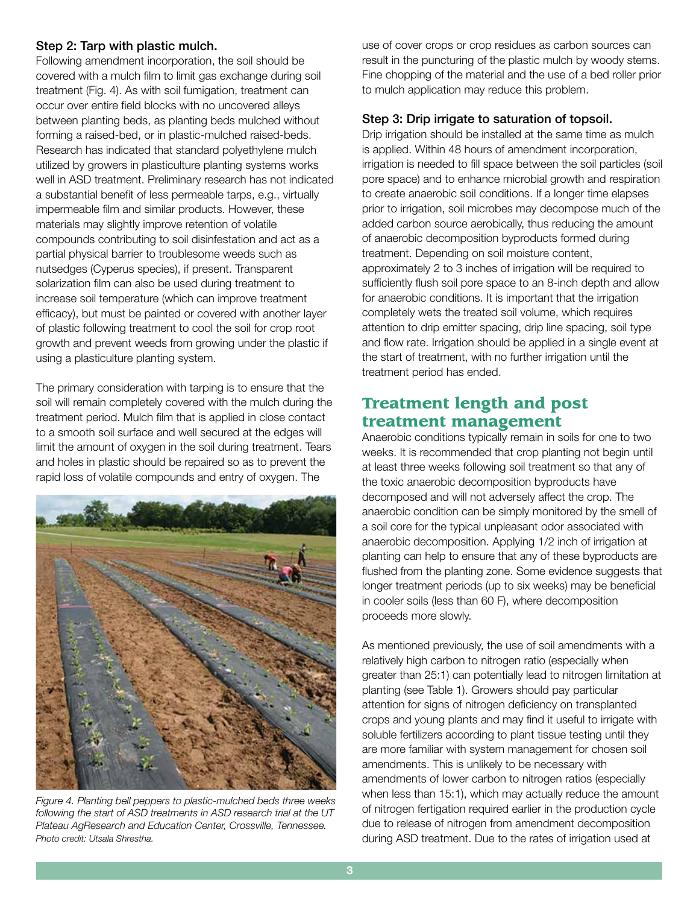### Step 2: Tarp with plastic mulch.

Following amendment incorporation, the soil should be covered with a mulch film to limit gas exchange during soil treatment (Fig. 4). As with soil fumigation, treatment can occur over entire field blocks with no uncovered alleys between planting beds, as planting beds mulched without forming a raised-bed, or in plastic-mulched raised-beds. Research has indicated that standard polyethylene mulch utilized by growers in plasticulture planting systems works well in ASD treatment. Preliminary research has not indicated a substantial benefit of less permeable tarps, e.g., virtually impermeable film and similar products. However, these materials may slightly improve retention of volatile compounds contributing to soil disinfestation and act as a partial physical barrier to troublesome weeds such as nutsedges (Cyperus species), if present. Transparent solarization film can also be used during treatment to increase soil temperature (which can improve treatment efficacy), but must be painted or covered with another layer of plastic following treatment to cool the soil for crop root growth and prevent weeds from growing under the plastic if using a plasticulture planting system.

The primary consideration with tarping is to ensure that the soil will remain completely covered with the mulch during the treatment period. Mulch film that is applied in close contact to a smooth soil surface and well secured at the edges will limit the amount of oxygen in the soil during treatment. Tears and holes in plastic should be repaired so as to prevent the rapid loss of volatile compounds and entry of oxygen. The use of cover crops or crop residues as carbon sources can result in the puncturing of the plastic mulch by woody stems. Fine chopping of the material and the use of a bed roller prior to mulch application may reduce this problem.

*Figure 4. Planting bell peppers to plastic-mulched beds three weeks following the start of ASD treatments in ASD research trial at the UT Plateau AgResearch and Education Center, Crossville, Tennessee. Photo credit: Utsala Shrestha.*

### Step 3: Drip irrigate to saturation of topsoil.

Drip irrigation should be installed at the same time as mulch is applied. Within 48 hours of amendment incorporation, irrigation is needed to fill space between the soil particles (soil pore space) and to enhance microbial growth and respiration to create anaerobic soil conditions. If a longer time elapses prior to irrigation, soil microbes may decompose much of the added carbon source aerobically, thus reducing the amount of anaerobic decomposition byproducts formed during treatment. Depending on soil moisture content, approximately 2 to 3 inches of irrigation will be required to sufficiently flush soil pore space to an 8-inch depth and allow for anaerobic conditions. It is important that the irrigation completely wets the treated soil volume, which requires attention to drip emitter spacing, drip line spacing, soil type and flow rate. Irrigation should be applied in a single event at the start of treatment, with no further irrigation until the treatment period has ended.

## Treatment length and post treatment management

Anaerobic conditions typically remain in soils for one to two weeks. It is recommended that crop planting not begin until at least three weeks following soil treatment so that any of the toxic anaerobic decomposition byproducts have decomposed and will not adversely affect the crop. The anaerobic condition can be simply monitored by the smell of a soil core for the typical unpleasant odor associated with anaerobic decomposition. Applying 1/2 inch of irrigation at planting can help to ensure that any of these byproducts are flushed from the planting zone. Some evidence suggests that longer treatment periods (up to six weeks) may be beneficial in cooler soils (less than 60 F), where decomposition proceeds more slowly.

As mentioned previously, the use of soil amendments with a relatively high carbon to nitrogen ratio (especially when greater than 25:1) can potentially lead to nitrogen limitation at planting (see Table 1). Growers should pay particular attention for signs of nitrogen deficiency on transplanted crops and young plants and may find it useful to irrigate with soluble fertilizers according to plant tissue testing until they are more familiar with system management for chosen soil amendments. This is unlikely to be necessary with amendments of lower carbon to nitrogen ratios (especially when less than 15:1), which may actually reduce the amount of nitrogen fertigation required earlier in the production cycle due to release of nitrogen from amendment decomposition during ASD treatment. Due to the rates of irrigation used at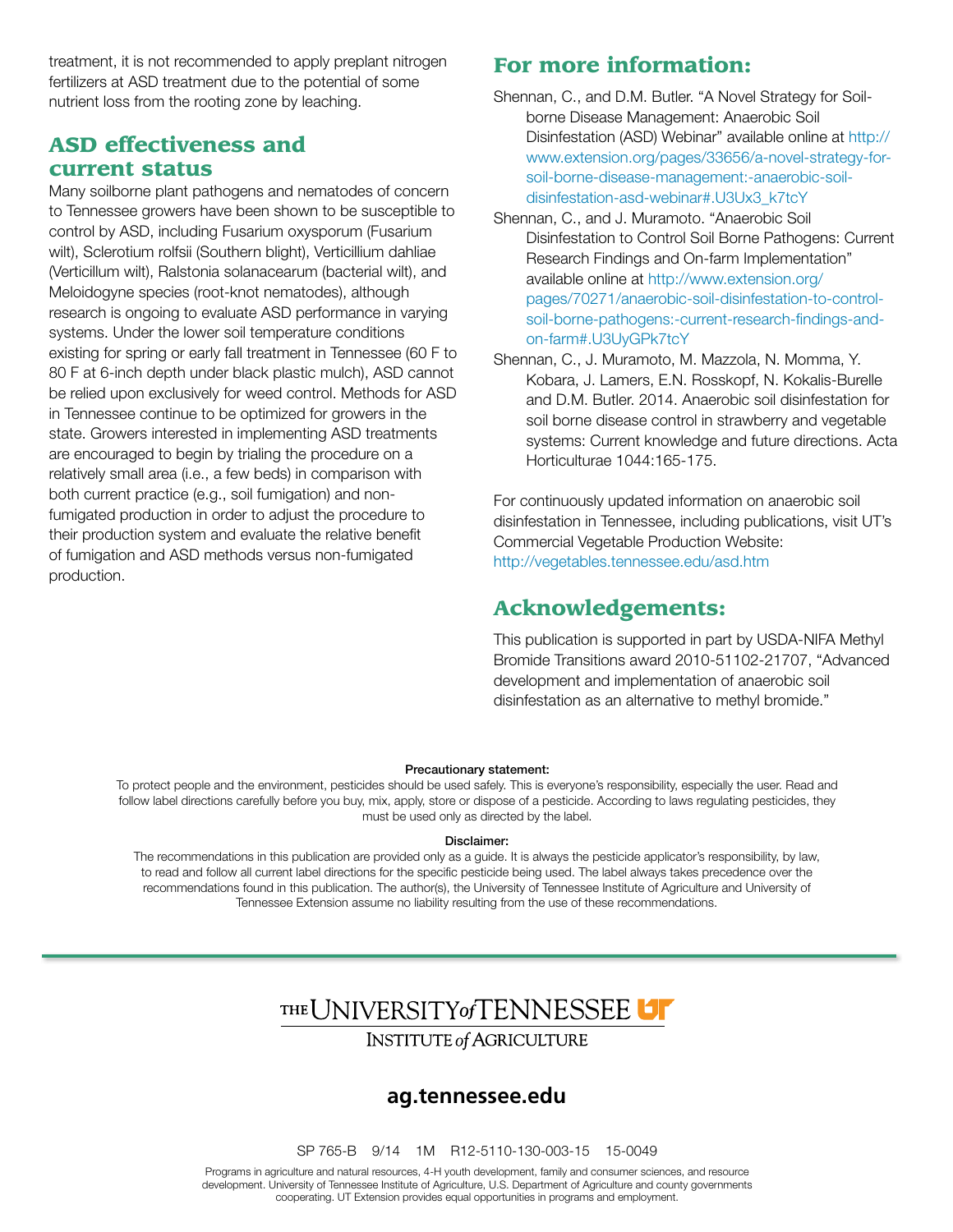treatment, it is not recommended to apply preplant nitrogen fertilizers at ASD treatment due to the potential of some nutrient loss from the rooting zone by leaching.

## ASD effectiveness and current status

Many soilborne plant pathogens and nematodes of concern to Tennessee growers have been shown to be susceptible to control by ASD, including Fusarium oxysporum (Fusarium wilt), Sclerotium rolfsii (Southern blight), Verticillium dahliae (Verticillum wilt), Ralstonia solanacearum (bacterial wilt), and Meloidogyne species (root-knot nematodes), although research is ongoing to evaluate ASD performance in varying systems. Under the lower soil temperature conditions existing for spring or early fall treatment in Tennessee (60 F to 80 F at 6-inch depth under black plastic mulch), ASD cannot be relied upon exclusively for weed control. Methods for ASD in Tennessee continue to be optimized for growers in the state. Growers interested in implementing ASD treatments are encouraged to begin by trialing the procedure on a relatively small area (i.e., a few beds) in comparison with both current practice (e.g., soil fumigation) and non-fumigated production in order to adjust the procedure to their production system and evaluate the relative benefit of fumigation and ASD methods versus non-fumigated production.

## For more information:

Shennan, C., and D.M. Butler. "A Novel Strategy for Soil-borne Disease Management: Anaerobic Soil Disinfestation (ASD) Webinar" available online at http://www.extension.org/pages/33656/a-novel-strategy-for-soil-borne-disease-management:-anaerobic-soil-disinfestation-asd-webinar#.U3Ux3_k7tcY

Shennan, C., and J. Muramoto. "Anaerobic Soil Disinfestation to Control Soil Borne Pathogens: Current Research Findings and On-farm Implementation" available online at http://www.extension.org/pages/70271/anaerobic-soil-disinfestation-to-control-soil-borne-pathogens:-current-research-findings-and-on-farm#.U3UyGPk7tcY

Shennan, C., J. Muramoto, M. Mazzola, N. Momma, Y. Kobara, J. Lamers, E.N. Rosskopf, N. Kokalis-Burelle and D.M. Butler. 2014. Anaerobic soil disinfestation for soil borne disease control in strawberry and vegetable systems: Current knowledge and future directions. Acta Horticulturae 1044:165-175.

For continuously updated information on anaerobic soil disinfestation in Tennessee, including publications, visit UT's Commercial Vegetable Production Website: http://vegetables.tennessee.edu/asd.htm

## Acknowledgements:

This publication is supported in part by USDA-NIFA Methyl Bromide Transitions award 2010-51102-21707, "Advanced development and implementation of anaerobic soil disinfestation as an alternative to methyl bromide."

**Precautionary statement:**

To protect people and the environment, pesticides should be used safely. This is everyone's responsibility, especially the user. Read and follow label directions carefully before you buy, mix, apply, store or dispose of a pesticide. According to laws regulating pesticides, they must be used only as directed by the label.

**Disclaimer:**

The recommendations in this publication are provided only as a guide. It is always the pesticide applicator's responsibility, by law, to read and follow all current label directions for the specific pesticide being used. The label always takes precedence over the recommendations found in this publication. The author(s), the University of Tennessee Institute of Agriculture and University of Tennessee Extension assume no liability resulting from the use of these recommendations.

THE UNIVERSITY of TENNESSEE
INSTITUTE of AGRICULTURE

**ag.tennessee.edu**

SP 765-B 9/14 1M R12-5110-130-003-15 15-0049

Programs in agriculture and natural resources, 4-H youth development, family and consumer sciences, and resource development. University of Tennessee Institute of Agriculture, U.S. Department of Agriculture and county governments cooperating. UT Extension provides equal opportunities in programs and employment.